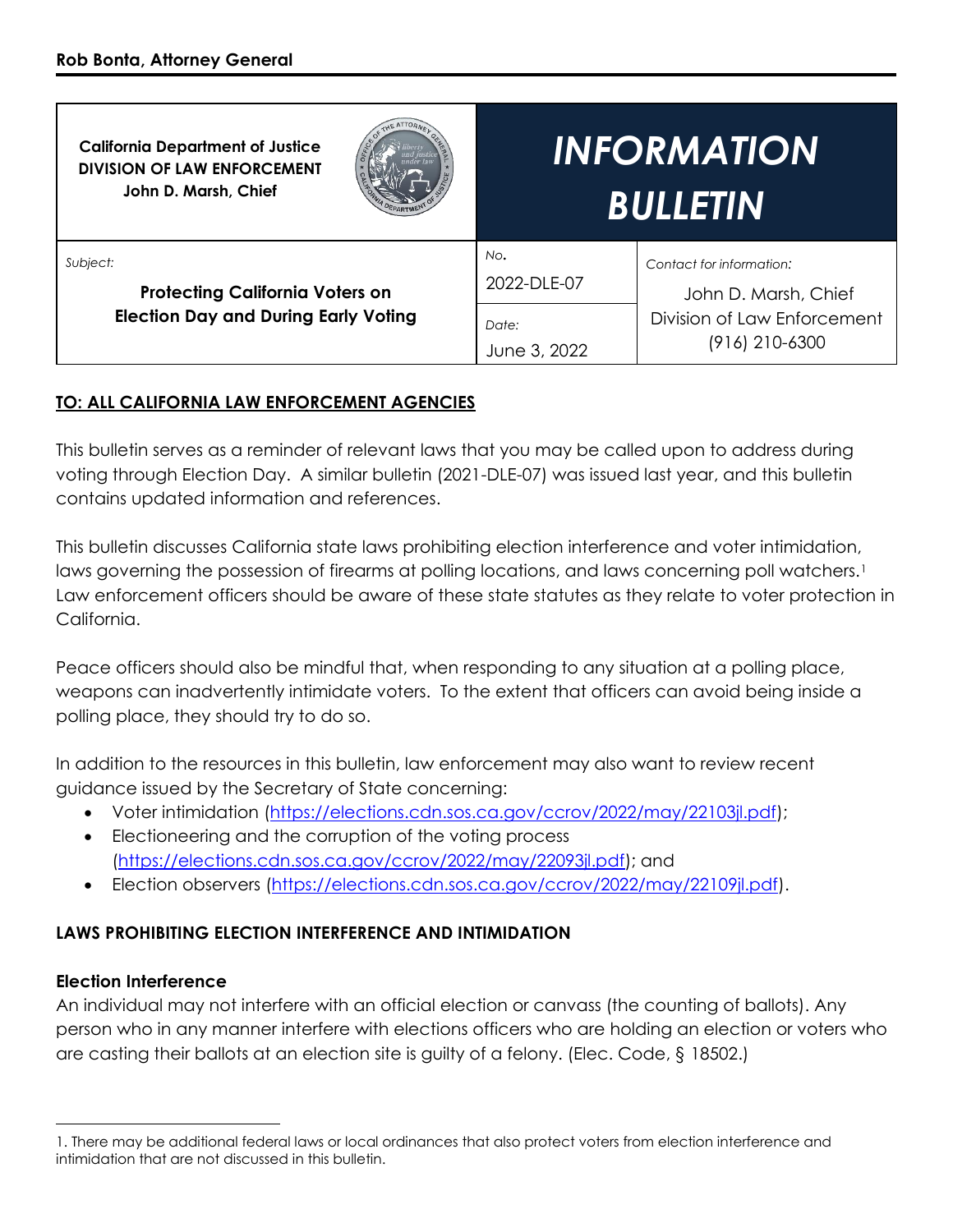**Rob Bonta, Attorney General**

| **California Department of Justice**<br>**DIVISION OF LAW ENFORCEMENT**<br>**John D. Marsh, Chief** | ***INFORMATION BULLETIN*** | |
|---|---|---|
| *Subject:*<br>**Protecting California Voters on Election Day and During Early Voting** | *No.*<br>2022-DLE-07<br><br>*Date:*<br>June 3, 2022 | *Contact for information:*<br>John D. Marsh, Chief<br>Division of Law Enforcement<br>(916) 210-6300 |

**TO: ALL CALIFORNIA LAW ENFORCEMENT AGENCIES**

This bulletin serves as a reminder of relevant laws that you may be called upon to address during voting through Election Day. A similar bulletin (2021-DLE-07) was issued last year, and this bulletin contains updated information and references.

This bulletin discusses California state laws prohibiting election interference and voter intimidation, laws governing the possession of firearms at polling locations, and laws concerning poll watchers.[1] Law enforcement officers should be aware of these state statutes as they relate to voter protection in California.

Peace officers should also be mindful that, when responding to any situation at a polling place, weapons can inadvertently intimidate voters. To the extent that officers can avoid being inside a polling place, they should try to do so.

In addition to the resources in this bulletin, law enforcement may also want to review recent guidance issued by the Secretary of State concerning:

- Voter intimidation (https://elections.cdn.sos.ca.gov/ccrov/2022/may/22103jl.pdf);
- Electioneering and the corruption of the voting process (https://elections.cdn.sos.ca.gov/ccrov/2022/may/22093jl.pdf); and
- Election observers (https://elections.cdn.sos.ca.gov/ccrov/2022/may/22109jl.pdf).

## LAWS PROHIBITING ELECTION INTERFERENCE AND INTIMIDATION

### Election Interference

An individual may not interfere with an official election or canvass (the counting of ballots). Any person who in any manner interfere with elections officers who are holding an election or voters who are casting their ballots at an election site is guilty of a felony. (Elec. Code, § 18502.)

---

1. There may be additional federal laws or local ordinances that also protect voters from election interference and intimidation that are not discussed in this bulletin.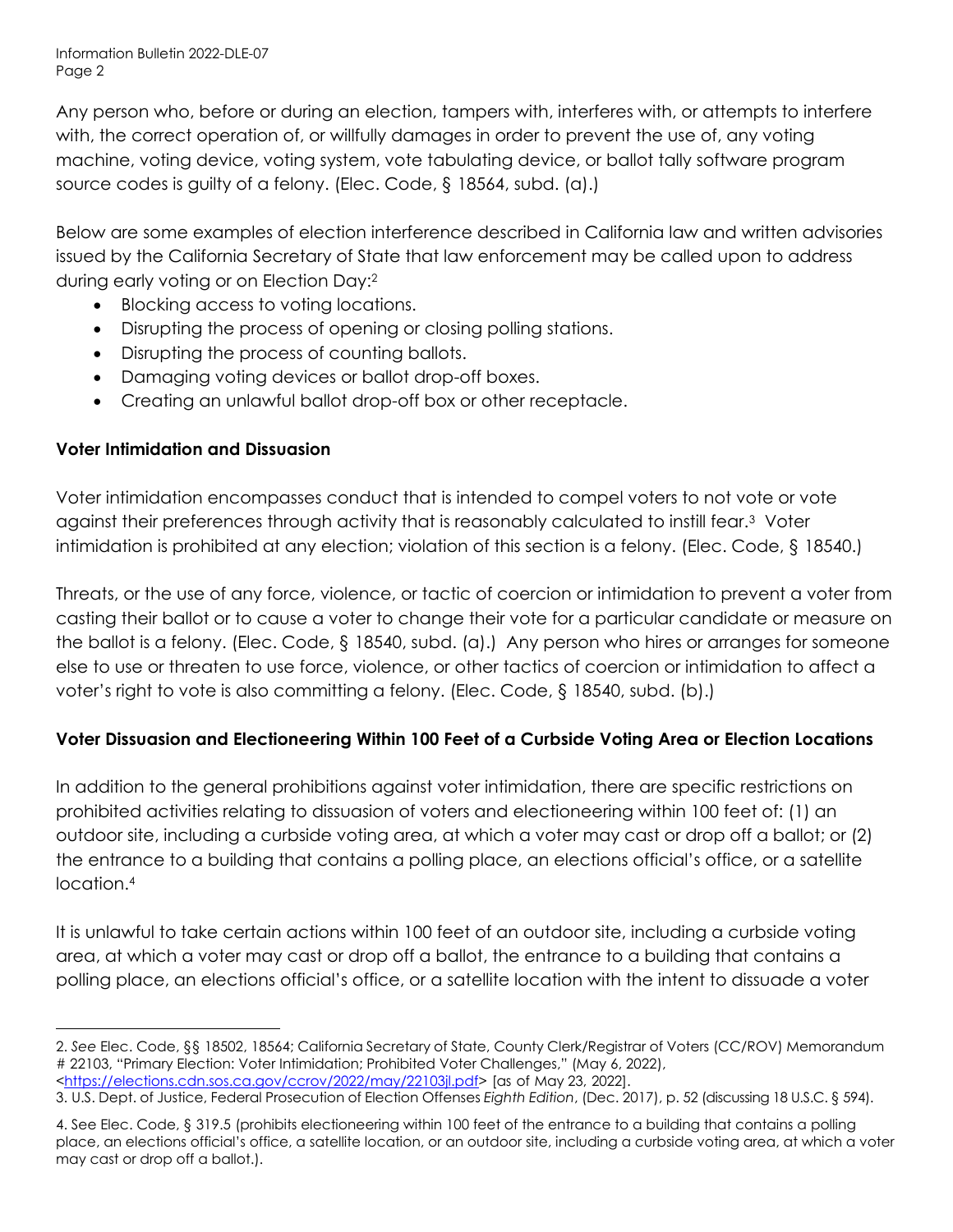Any person who, before or during an election, tampers with, interferes with, or attempts to interfere with, the correct operation of, or willfully damages in order to prevent the use of, any voting machine, voting device, voting system, vote tabulating device, or ballot tally software program source codes is guilty of a felony. (Elec. Code, § 18564, subd. (a).)

Below are some examples of election interference described in California law and written advisories issued by the California Secretary of State that law enforcement may be called upon to address during early voting or on Election Day:[2]

- Blocking access to voting locations.
- Disrupting the process of opening or closing polling stations.
- Disrupting the process of counting ballots.
- Damaging voting devices or ballot drop-off boxes.
- Creating an unlawful ballot drop-off box or other receptacle.

**Voter Intimidation and Dissuasion**

Voter intimidation encompasses conduct that is intended to compel voters to not vote or vote against their preferences through activity that is reasonably calculated to instill fear.[3] Voter intimidation is prohibited at any election; violation of this section is a felony. (Elec. Code, § 18540.)

Threats, or the use of any force, violence, or tactic of coercion or intimidation to prevent a voter from casting their ballot or to cause a voter to change their vote for a particular candidate or measure on the ballot is a felony. (Elec. Code, § 18540, subd. (a).) Any person who hires or arranges for someone else to use or threaten to use force, violence, or other tactics of coercion or intimidation to affect a voter's right to vote is also committing a felony. (Elec. Code, § 18540, subd. (b).)

**Voter Dissuasion and Electioneering Within 100 Feet of a Curbside Voting Area or Election Locations**

In addition to the general prohibitions against voter intimidation, there are specific restrictions on prohibited activities relating to dissuasion of voters and electioneering within 100 feet of: (1) an outdoor site, including a curbside voting area, at which a voter may cast or drop off a ballot; or (2) the entrance to a building that contains a polling place, an elections official's office, or a satellite location.[4]

It is unlawful to take certain actions within 100 feet of an outdoor site, including a curbside voting area, at which a voter may cast or drop off a ballot, the entrance to a building that contains a polling place, an elections official's office, or a satellite location with the intent to dissuade a voter

---

2. *See* Elec. Code, §§ 18502, 18564; California Secretary of State, County Clerk/Registrar of Voters (CC/ROV) Memorandum # 22103, "Primary Election: Voter Intimidation; Prohibited Voter Challenges," (May 6, 2022), <https://elections.cdn.sos.ca.gov/ccrov/2022/may/22103jl.pdf> [as of May 23, 2022].

3. U.S. Dept. of Justice, Federal Prosecution of Election Offenses *Eighth Edition*, (Dec. 2017), p. 52 (discussing 18 U.S.C. § 594).

4. See Elec. Code, § 319.5 (prohibits electioneering within 100 feet of the entrance to a building that contains a polling place, an elections official's office, a satellite location, or an outdoor site, including a curbside voting area, at which a voter may cast or drop off a ballot.).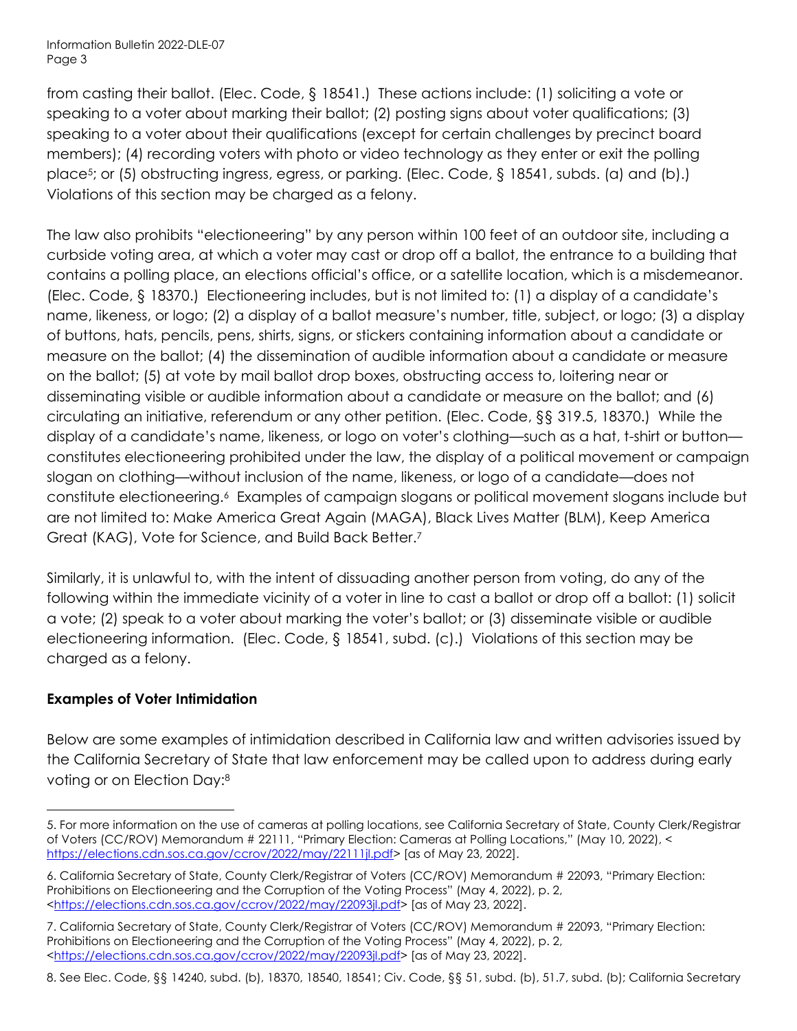from casting their ballot. (Elec. Code, § 18541.) These actions include: (1) soliciting a vote or speaking to a voter about marking their ballot; (2) posting signs about voter qualifications; (3) speaking to a voter about their qualifications (except for certain challenges by precinct board members); (4) recording voters with photo or video technology as they enter or exit the polling place[5]; or (5) obstructing ingress, egress, or parking. (Elec. Code, § 18541, subds. (a) and (b).) Violations of this section may be charged as a felony.

The law also prohibits "electioneering" by any person within 100 feet of an outdoor site, including a curbside voting area, at which a voter may cast or drop off a ballot, the entrance to a building that contains a polling place, an elections official's office, or a satellite location, which is a misdemeanor. (Elec. Code, § 18370.) Electioneering includes, but is not limited to: (1) a display of a candidate's name, likeness, or logo; (2) a display of a ballot measure's number, title, subject, or logo; (3) a display of buttons, hats, pencils, pens, shirts, signs, or stickers containing information about a candidate or measure on the ballot; (4) the dissemination of audible information about a candidate or measure on the ballot; (5) at vote by mail ballot drop boxes, obstructing access to, loitering near or disseminating visible or audible information about a candidate or measure on the ballot; and (6) circulating an initiative, referendum or any other petition. (Elec. Code, §§ 319.5, 18370.) While the display of a candidate's name, likeness, or logo on voter's clothing—such as a hat, t-shirt or button—constitutes electioneering prohibited under the law, the display of a political movement or campaign slogan on clothing—without inclusion of the name, likeness, or logo of a candidate—does not constitute electioneering.[6] Examples of campaign slogans or political movement slogans include but are not limited to: Make America Great Again (MAGA), Black Lives Matter (BLM), Keep America Great (KAG), Vote for Science, and Build Back Better.[7]

Similarly, it is unlawful to, with the intent of dissuading another person from voting, do any of the following within the immediate vicinity of a voter in line to cast a ballot or drop off a ballot: (1) solicit a vote; (2) speak to a voter about marking the voter's ballot; or (3) disseminate visible or audible electioneering information. (Elec. Code, § 18541, subd. (c).) Violations of this section may be charged as a felony.

**Examples of Voter Intimidation**

Below are some examples of intimidation described in California law and written advisories issued by the California Secretary of State that law enforcement may be called upon to address during early voting or on Election Day:[8]

---

5. For more information on the use of cameras at polling locations, see California Secretary of State, County Clerk/Registrar of Voters (CC/ROV) Memorandum # 22111, "Primary Election: Cameras at Polling Locations," (May 10, 2022), <https://elections.cdn.sos.ca.gov/ccrov/2022/may/22111jl.pdf> [as of May 23, 2022].

6. California Secretary of State, County Clerk/Registrar of Voters (CC/ROV) Memorandum # 22093, "Primary Election: Prohibitions on Electioneering and the Corruption of the Voting Process" (May 4, 2022), p. 2, <https://elections.cdn.sos.ca.gov/ccrov/2022/may/22093jl.pdf> [as of May 23, 2022].

7. California Secretary of State, County Clerk/Registrar of Voters (CC/ROV) Memorandum # 22093, "Primary Election: Prohibitions on Electioneering and the Corruption of the Voting Process" (May 4, 2022), p. 2, <https://elections.cdn.sos.ca.gov/ccrov/2022/may/22093jl.pdf> [as of May 23, 2022].

8. See Elec. Code, §§ 14240, subd. (b), 18370, 18540, 18541; Civ. Code, §§ 51, subd. (b), 51.7, subd. (b); California Secretary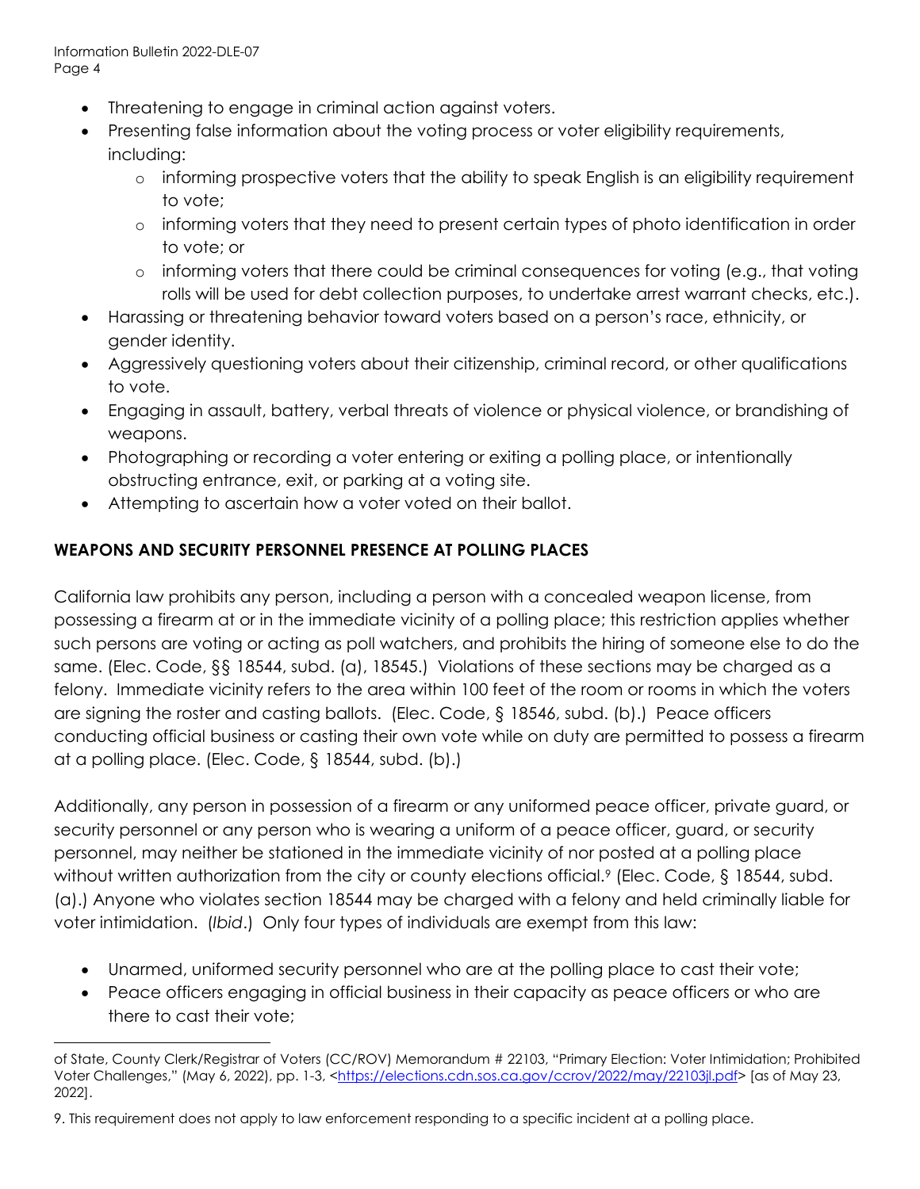- Threatening to engage in criminal action against voters.
- Presenting false information about the voting process or voter eligibility requirements, including:
  - informing prospective voters that the ability to speak English is an eligibility requirement to vote;
  - informing voters that they need to present certain types of photo identification in order to vote; or
  - informing voters that there could be criminal consequences for voting (e.g., that voting rolls will be used for debt collection purposes, to undertake arrest warrant checks, etc.).
- Harassing or threatening behavior toward voters based on a person's race, ethnicity, or gender identity.
- Aggressively questioning voters about their citizenship, criminal record, or other qualifications to vote.
- Engaging in assault, battery, verbal threats of violence or physical violence, or brandishing of weapons.
- Photographing or recording a voter entering or exiting a polling place, or intentionally obstructing entrance, exit, or parking at a voting site.
- Attempting to ascertain how a voter voted on their ballot.

## WEAPONS AND SECURITY PERSONNEL PRESENCE AT POLLING PLACES

California law prohibits any person, including a person with a concealed weapon license, from possessing a firearm at or in the immediate vicinity of a polling place; this restriction applies whether such persons are voting or acting as poll watchers, and prohibits the hiring of someone else to do the same. (Elec. Code, §§ 18544, subd. (a), 18545.) Violations of these sections may be charged as a felony. Immediate vicinity refers to the area within 100 feet of the room or rooms in which the voters are signing the roster and casting ballots. (Elec. Code, § 18546, subd. (b).) Peace officers conducting official business or casting their own vote while on duty are permitted to possess a firearm at a polling place. (Elec. Code, § 18544, subd. (b).)

Additionally, any person in possession of a firearm or any uniformed peace officer, private guard, or security personnel or any person who is wearing a uniform of a peace officer, guard, or security personnel, may neither be stationed in the immediate vicinity of nor posted at a polling place without written authorization from the city or county elections official.[9] (Elec. Code, § 18544, subd. (a).) Anyone who violates section 18544 may be charged with a felony and held criminally liable for voter intimidation. (*Ibid*.) Only four types of individuals are exempt from this law:

- Unarmed, uniformed security personnel who are at the polling place to cast their vote;
- Peace officers engaging in official business in their capacity as peace officers or who are there to cast their vote;

---

of State, County Clerk/Registrar of Voters (CC/ROV) Memorandum # 22103, "Primary Election: Voter Intimidation; Prohibited Voter Challenges," (May 6, 2022), pp. 1-3, <https://elections.cdn.sos.ca.gov/ccrov/2022/may/22103jl.pdf> [as of May 23, 2022].

9. This requirement does not apply to law enforcement responding to a specific incident at a polling place.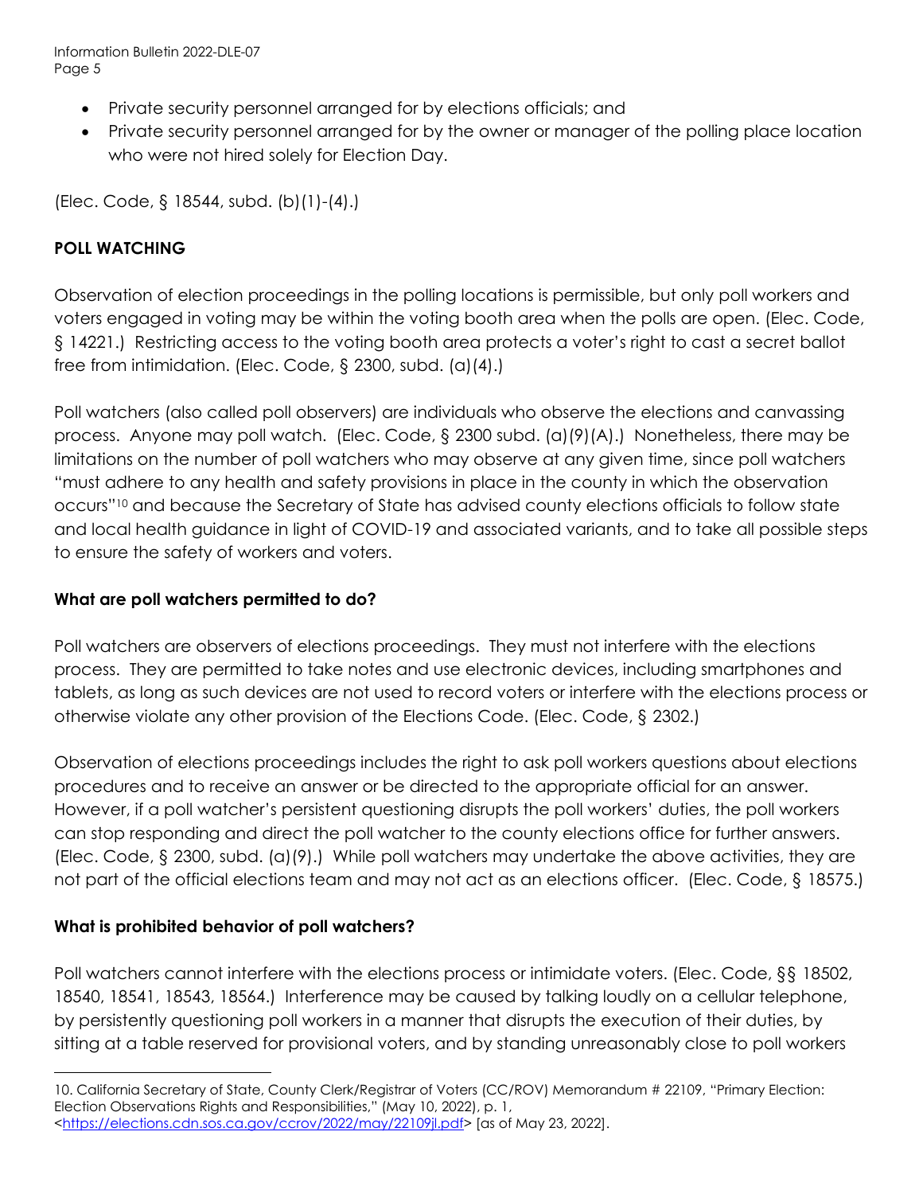- Private security personnel arranged for by elections officials; and
- Private security personnel arranged for by the owner or manager of the polling place location who were not hired solely for Election Day.

(Elec. Code, § 18544, subd. (b)(1)-(4).)

## POLL WATCHING

Observation of election proceedings in the polling locations is permissible, but only poll workers and voters engaged in voting may be within the voting booth area when the polls are open. (Elec. Code, § 14221.) Restricting access to the voting booth area protects a voter's right to cast a secret ballot free from intimidation. (Elec. Code, § 2300, subd. (a)(4).)

Poll watchers (also called poll observers) are individuals who observe the elections and canvassing process. Anyone may poll watch. (Elec. Code, § 2300 subd. (a)(9)(A).) Nonetheless, there may be limitations on the number of poll watchers who may observe at any given time, since poll watchers "must adhere to any health and safety provisions in place in the county in which the observation occurs"[10] and because the Secretary of State has advised county elections officials to follow state and local health guidance in light of COVID-19 and associated variants, and to take all possible steps to ensure the safety of workers and voters.

### What are poll watchers permitted to do?

Poll watchers are observers of elections proceedings. They must not interfere with the elections process. They are permitted to take notes and use electronic devices, including smartphones and tablets, as long as such devices are not used to record voters or interfere with the elections process or otherwise violate any other provision of the Elections Code. (Elec. Code, § 2302.)

Observation of elections proceedings includes the right to ask poll workers questions about elections procedures and to receive an answer or be directed to the appropriate official for an answer. However, if a poll watcher's persistent questioning disrupts the poll workers' duties, the poll workers can stop responding and direct the poll watcher to the county elections office for further answers. (Elec. Code, § 2300, subd. (a)(9).) While poll watchers may undertake the above activities, they are not part of the official elections team and may not act as an elections officer. (Elec. Code, § 18575.)

### What is prohibited behavior of poll watchers?

Poll watchers cannot interfere with the elections process or intimidate voters. (Elec. Code, §§ 18502, 18540, 18541, 18543, 18564.) Interference may be caused by talking loudly on a cellular telephone, by persistently questioning poll workers in a manner that disrupts the execution of their duties, by sitting at a table reserved for provisional voters, and by standing unreasonably close to poll workers

---

10. California Secretary of State, County Clerk/Registrar of Voters (CC/ROV) Memorandum # 22109, "Primary Election: Election Observations Rights and Responsibilities," (May 10, 2022), p. 1, <https://elections.cdn.sos.ca.gov/ccrov/2022/may/22109jl.pdf> [as of May 23, 2022].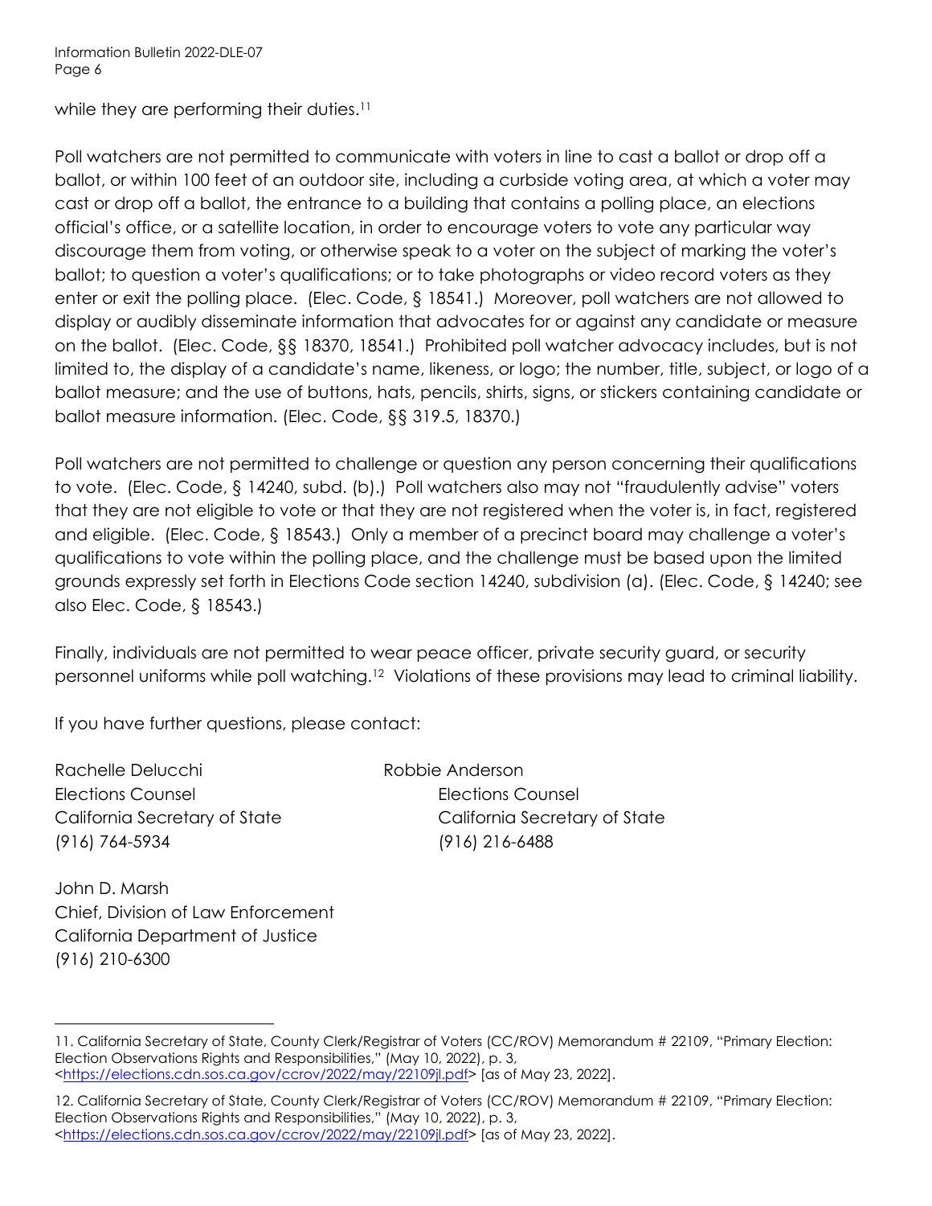while they are performing their duties.[11]

Poll watchers are not permitted to communicate with voters in line to cast a ballot or drop off a ballot, or within 100 feet of an outdoor site, including a curbside voting area, at which a voter may cast or drop off a ballot, the entrance to a building that contains a polling place, an elections official's office, or a satellite location, in order to encourage voters to vote any particular way discourage them from voting, or otherwise speak to a voter on the subject of marking the voter's ballot; to question a voter's qualifications; or to take photographs or video record voters as they enter or exit the polling place. (Elec. Code, § 18541.) Moreover, poll watchers are not allowed to display or audibly disseminate information that advocates for or against any candidate or measure on the ballot. (Elec. Code, §§ 18370, 18541.) Prohibited poll watcher advocacy includes, but is not limited to, the display of a candidate's name, likeness, or logo; the number, title, subject, or logo of a ballot measure; and the use of buttons, hats, pencils, shirts, signs, or stickers containing candidate or ballot measure information. (Elec. Code, §§ 319.5, 18370.)

Poll watchers are not permitted to challenge or question any person concerning their qualifications to vote. (Elec. Code, § 14240, subd. (b).) Poll watchers also may not "fraudulently advise" voters that they are not eligible to vote or that they are not registered when the voter is, in fact, registered and eligible. (Elec. Code, § 18543.) Only a member of a precinct board may challenge a voter's qualifications to vote within the polling place, and the challenge must be based upon the limited grounds expressly set forth in Elections Code section 14240, subdivision (a). (Elec. Code, § 14240; see also Elec. Code, § 18543.)

Finally, individuals are not permitted to wear peace officer, private security guard, or security personnel uniforms while poll watching.[12] Violations of these provisions may lead to criminal liability.

If you have further questions, please contact:

Rachelle Delucchi
Elections Counsel
California Secretary of State
(916) 764-5934

Robbie Anderson
Elections Counsel
California Secretary of State
(916) 216-6488

John D. Marsh
Chief, Division of Law Enforcement
California Department of Justice
(916) 210-6300

---

11. California Secretary of State, County Clerk/Registrar of Voters (CC/ROV) Memorandum # 22109, "Primary Election: Election Observations Rights and Responsibilities," (May 10, 2022), p. 3, <https://elections.cdn.sos.ca.gov/ccrov/2022/may/22109jl.pdf> [as of May 23, 2022].

12. California Secretary of State, County Clerk/Registrar of Voters (CC/ROV) Memorandum # 22109, "Primary Election: Election Observations Rights and Responsibilities," (May 10, 2022), p. 3, <https://elections.cdn.sos.ca.gov/ccrov/2022/may/22109jl.pdf> [as of May 23, 2022].